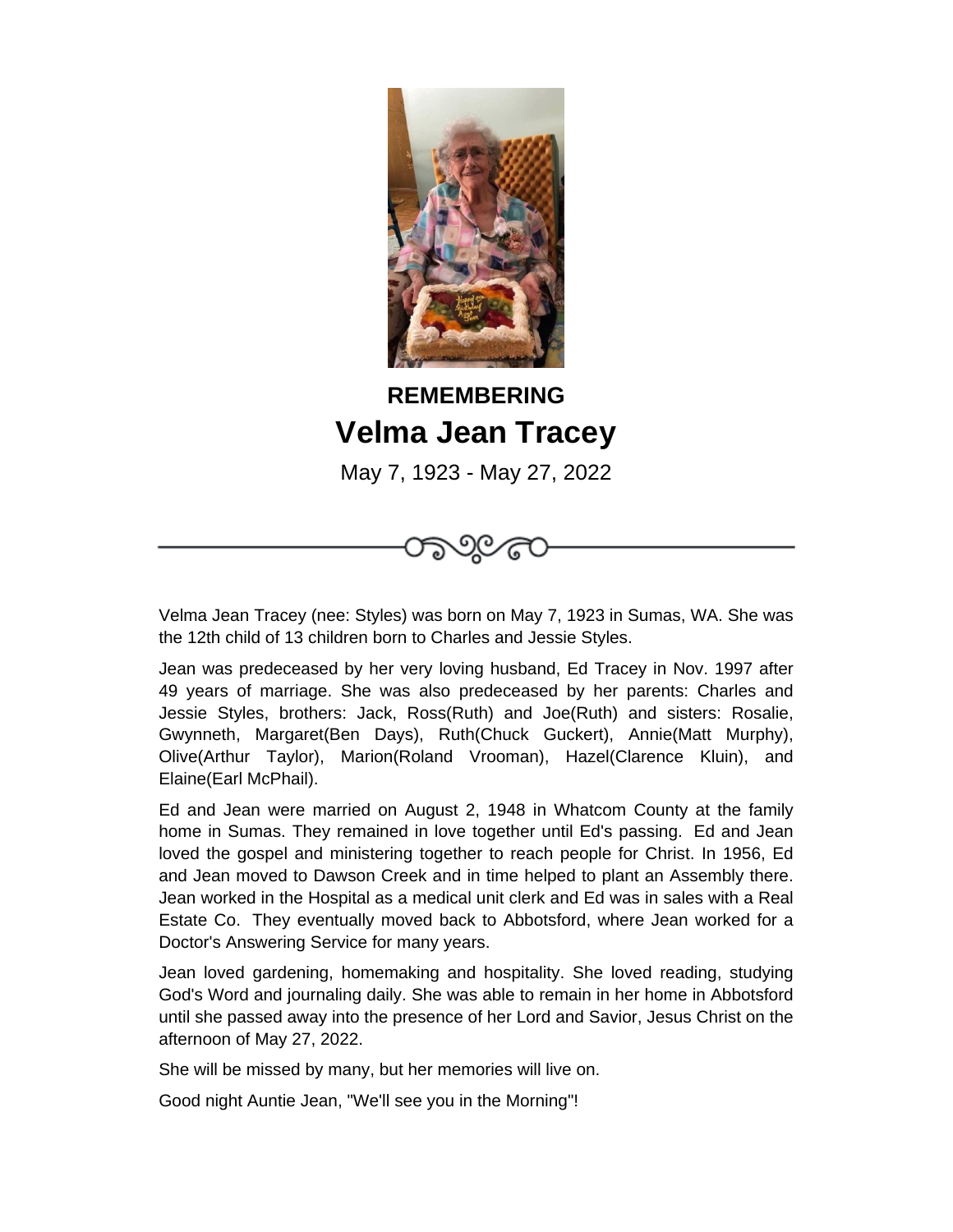**REMEMBERING**

# Velma Jean Tracey

May 7, 1923 - May 27, 2022

Velma Jean Tracey (nee: Styles) was born on May 7, 1923 in Sumas, WA. She was the 12th child of 13 children born to Charles and Jessie Styles.

Jean was predeceased by her very loving husband, Ed Tracey in Nov. 1997 after 49 years of marriage. She was also predeceased by her parents: Charles and Jessie Styles, brothers: Jack, Ross(Ruth) and Joe(Ruth) and sisters: Rosalie, Gwynneth, Margaret(Ben Days), Ruth(Chuck Guckert), Annie(Matt Murphy), Olive(Arthur Taylor), Marion(Roland Vrooman), Hazel(Clarence Kluin), and Elaine(Earl McPhail).

Ed and Jean were married on August 2, 1948 in Whatcom County at the family home in Sumas. They remained in love together until Ed's passing. Ed and Jean loved the gospel and ministering together to reach people for Christ. In 1956, Ed and Jean moved to Dawson Creek and in time helped to plant an Assembly there. Jean worked in the Hospital as a medical unit clerk and Ed was in sales with a Real Estate Co. They eventually moved back to Abbotsford, where Jean worked for a Doctor's Answering Service for many years.

Jean loved gardening, homemaking and hospitality. She loved reading, studying God's Word and journaling daily. She was able to remain in her home in Abbotsford until she passed away into the presence of her Lord and Savior, Jesus Christ on the afternoon of May 27, 2022.

She will be missed by many, but her memories will live on.

Good night Auntie Jean, "We'll see you in the Morning"!